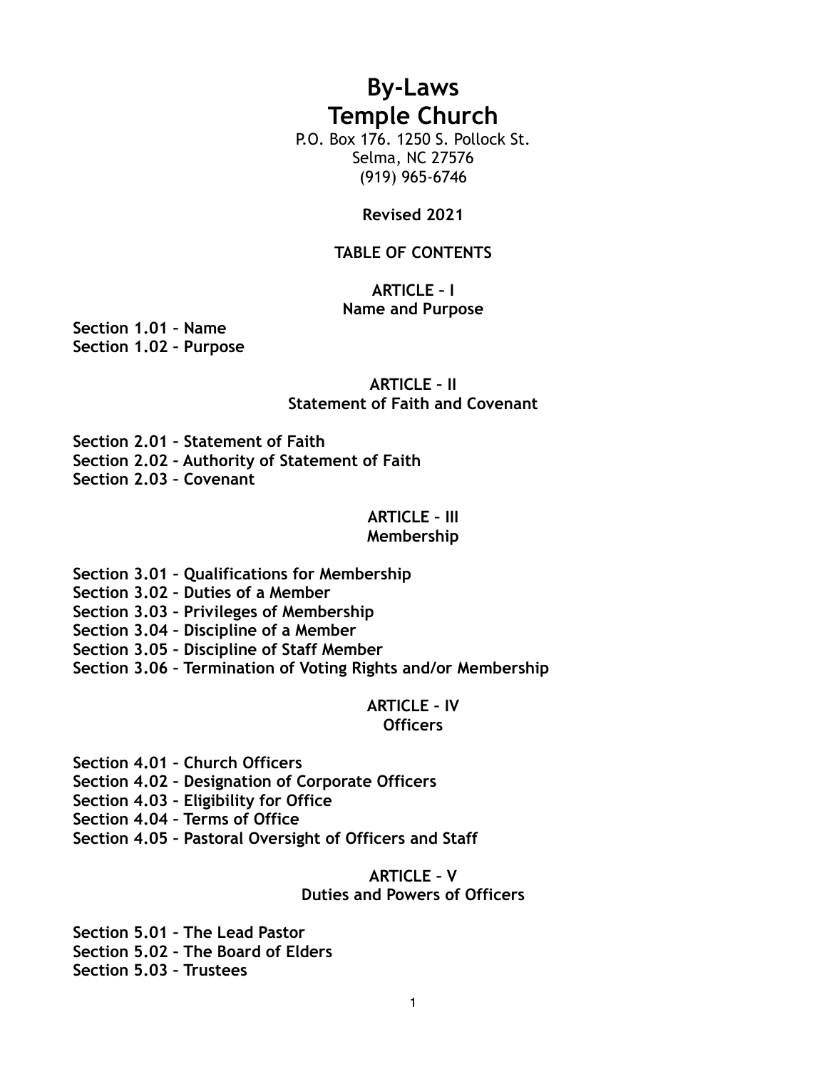# By-Laws
# Temple Church

P.O. Box 176. 1250 S. Pollock St.
Selma, NC 27576
(919) 965-6746

**Revised 2021**

**TABLE OF CONTENTS**

**ARTICLE – I**
**Name and Purpose**

**Section 1.01 – Name**
**Section 1.02 – Purpose**

**ARTICLE – II**
**Statement of Faith and Covenant**

**Section 2.01 – Statement of Faith**
**Section 2.02 – Authority of Statement of Faith**
**Section 2.03 – Covenant**

**ARTICLE – III**
**Membership**

**Section 3.01 – Qualifications for Membership**
**Section 3.02 – Duties of a Member**
**Section 3.03 – Privileges of Membership**
**Section 3.04 – Discipline of a Member**
**Section 3.05 – Discipline of Staff Member**
**Section 3.06 – Termination of Voting Rights and/or Membership**

**ARTICLE – IV**
**Officers**

**Section 4.01 – Church Officers**
**Section 4.02 – Designation of Corporate Officers**
**Section 4.03 – Eligibility for Office**
**Section 4.04 – Terms of Office**
**Section 4.05 – Pastoral Oversight of Officers and Staff**

**ARTICLE – V**
**Duties and Powers of Officers**

**Section 5.01 – The Lead Pastor**
**Section 5.02 – The Board of Elders**
**Section 5.03 – Trustees**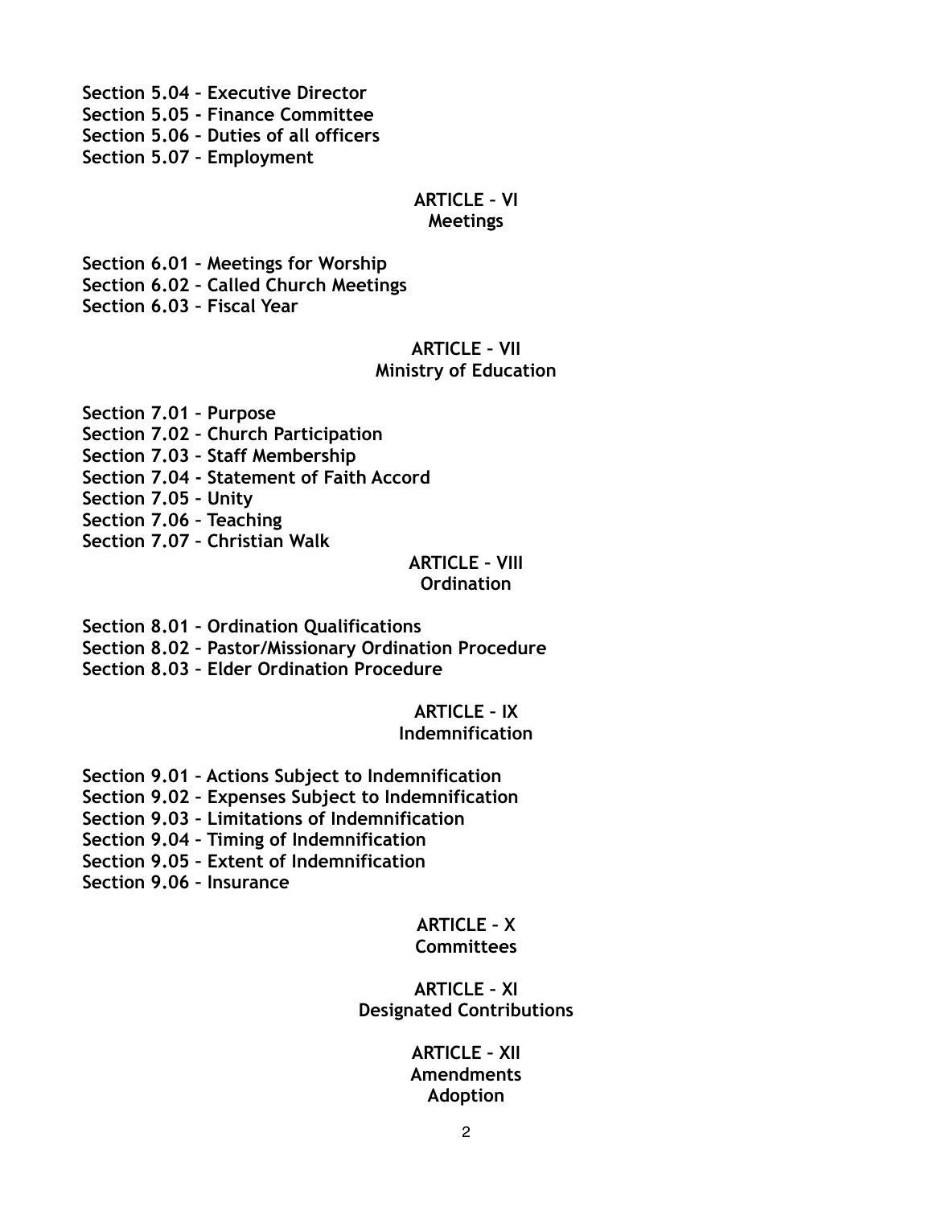**Section 5.04 – Executive Director**
**Section 5.05 - Finance Committee**
**Section 5.06 – Duties of all officers**
**Section 5.07 – Employment**

## ARTICLE – VI
## Meetings

**Section 6.01 – Meetings for Worship**
**Section 6.02 – Called Church Meetings**
**Section 6.03 – Fiscal Year**

## ARTICLE – VII
## Ministry of Education

**Section 7.01 – Purpose**
**Section 7.02 – Church Participation**
**Section 7.03 – Staff Membership**
**Section 7.04 - Statement of Faith Accord**
**Section 7.05 – Unity**
**Section 7.06 – Teaching**
**Section 7.07 – Christian Walk**

## ARTICLE – VIII
## Ordination

**Section 8.01 – Ordination Qualifications**
**Section 8.02 – Pastor/Missionary Ordination Procedure**
**Section 8.03 – Elder Ordination Procedure**

## ARTICLE – IX
## Indemnification

**Section 9.01 – Actions Subject to Indemnification**
**Section 9.02 – Expenses Subject to Indemnification**
**Section 9.03 – Limitations of Indemnification**
**Section 9.04 – Timing of Indemnification**
**Section 9.05 – Extent of Indemnification**
**Section 9.06 – Insurance**

## ARTICLE – X
## Committees

## ARTICLE – XI
## Designated Contributions

## ARTICLE – XII
## Amendments
## Adoption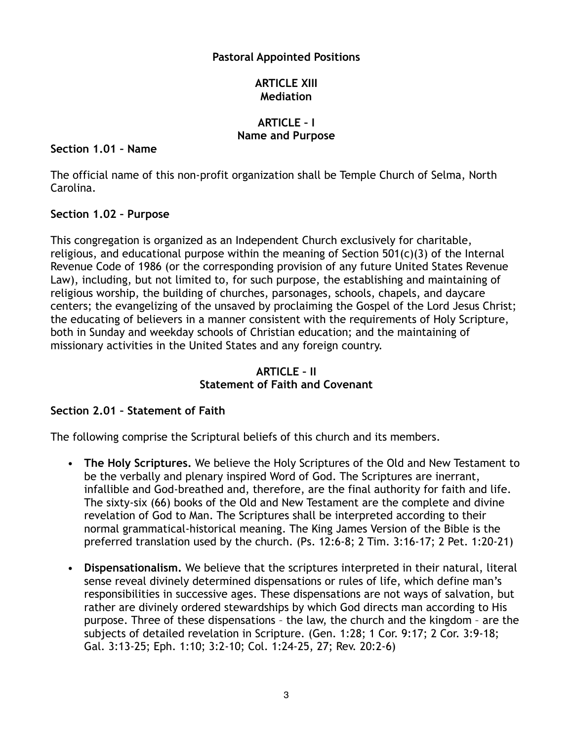**Pastoral Appointed Positions**

**ARTICLE XIII**
**Mediation**

## ARTICLE – I
## Name and Purpose

### Section 1.01 – Name

The official name of this non-profit organization shall be Temple Church of Selma, North Carolina.

### Section 1.02 – Purpose

This congregation is organized as an Independent Church exclusively for charitable, religious, and educational purpose within the meaning of Section 501(c)(3) of the Internal Revenue Code of 1986 (or the corresponding provision of any future United States Revenue Law), including, but not limited to, for such purpose, the establishing and maintaining of religious worship, the building of churches, parsonages, schools, chapels, and daycare centers; the evangelizing of the unsaved by proclaiming the Gospel of the Lord Jesus Christ; the educating of believers in a manner consistent with the requirements of Holy Scripture, both in Sunday and weekday schools of Christian education; and the maintaining of missionary activities in the United States and any foreign country.

## ARTICLE – II
## Statement of Faith and Covenant

### Section 2.01 – Statement of Faith

The following comprise the Scriptural beliefs of this church and its members.

- **The Holy Scriptures.** We believe the Holy Scriptures of the Old and New Testament to be the verbally and plenary inspired Word of God. The Scriptures are inerrant, infallible and God-breathed and, therefore, are the final authority for faith and life. The sixty-six (66) books of the Old and New Testament are the complete and divine revelation of God to Man. The Scriptures shall be interpreted according to their normal grammatical-historical meaning. The King James Version of the Bible is the preferred translation used by the church. (Ps. 12:6-8; 2 Tim. 3:16-17; 2 Pet. 1:20-21)

- **Dispensationalism.** We believe that the scriptures interpreted in their natural, literal sense reveal divinely determined dispensations or rules of life, which define man's responsibilities in successive ages. These dispensations are not ways of salvation, but rather are divinely ordered stewardships by which God directs man according to His purpose. Three of these dispensations – the law, the church and the kingdom – are the subjects of detailed revelation in Scripture. (Gen. 1:28; 1 Cor. 9:17; 2 Cor. 3:9-18; Gal. 3:13-25; Eph. 1:10; 3:2-10; Col. 1:24-25, 27; Rev. 20:2-6)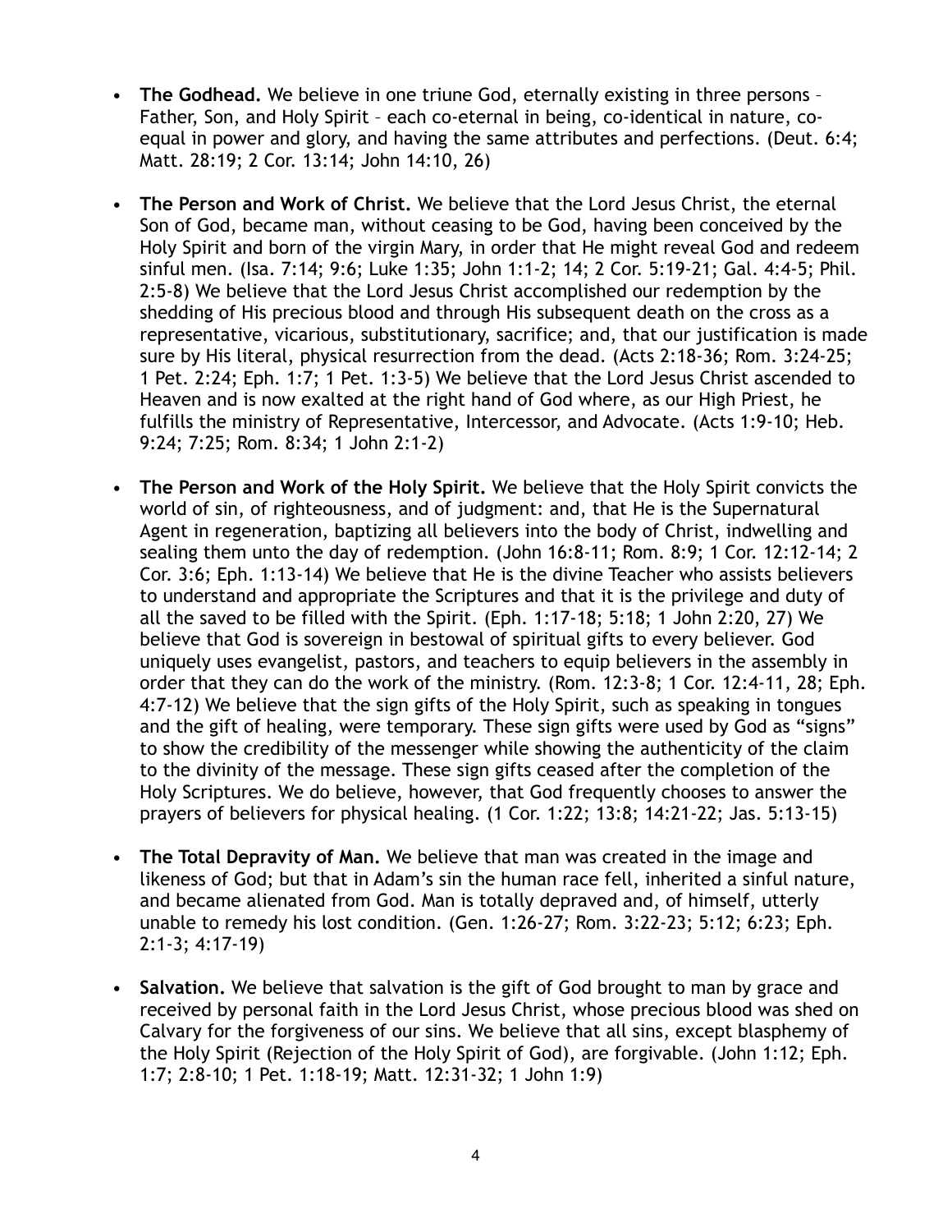- **The Godhead.** We believe in one triune God, eternally existing in three persons – Father, Son, and Holy Spirit – each co-eternal in being, co-identical in nature, co-equal in power and glory, and having the same attributes and perfections. (Deut. 6:4; Matt. 28:19; 2 Cor. 13:14; John 14:10, 26)

- **The Person and Work of Christ.** We believe that the Lord Jesus Christ, the eternal Son of God, became man, without ceasing to be God, having been conceived by the Holy Spirit and born of the virgin Mary, in order that He might reveal God and redeem sinful men. (Isa. 7:14; 9:6; Luke 1:35; John 1:1-2; 14; 2 Cor. 5:19-21; Gal. 4:4-5; Phil. 2:5-8) We believe that the Lord Jesus Christ accomplished our redemption by the shedding of His precious blood and through His subsequent death on the cross as a representative, vicarious, substitutionary, sacrifice; and, that our justification is made sure by His literal, physical resurrection from the dead. (Acts 2:18-36; Rom. 3:24-25; 1 Pet. 2:24; Eph. 1:7; 1 Pet. 1:3-5) We believe that the Lord Jesus Christ ascended to Heaven and is now exalted at the right hand of God where, as our High Priest, he fulfills the ministry of Representative, Intercessor, and Advocate. (Acts 1:9-10; Heb. 9:24; 7:25; Rom. 8:34; 1 John 2:1-2)

- **The Person and Work of the Holy Spirit.** We believe that the Holy Spirit convicts the world of sin, of righteousness, and of judgment: and, that He is the Supernatural Agent in regeneration, baptizing all believers into the body of Christ, indwelling and sealing them unto the day of redemption. (John 16:8-11; Rom. 8:9; 1 Cor. 12:12-14; 2 Cor. 3:6; Eph. 1:13-14) We believe that He is the divine Teacher who assists believers to understand and appropriate the Scriptures and that it is the privilege and duty of all the saved to be filled with the Spirit. (Eph. 1:17-18; 5:18; 1 John 2:20, 27) We believe that God is sovereign in bestowal of spiritual gifts to every believer. God uniquely uses evangelist, pastors, and teachers to equip believers in the assembly in order that they can do the work of the ministry. (Rom. 12:3-8; 1 Cor. 12:4-11, 28; Eph. 4:7-12) We believe that the sign gifts of the Holy Spirit, such as speaking in tongues and the gift of healing, were temporary. These sign gifts were used by God as “signs” to show the credibility of the messenger while showing the authenticity of the claim to the divinity of the message. These sign gifts ceased after the completion of the Holy Scriptures. We do believe, however, that God frequently chooses to answer the prayers of believers for physical healing. (1 Cor. 1:22; 13:8; 14:21-22; Jas. 5:13-15)

- **The Total Depravity of Man.** We believe that man was created in the image and likeness of God; but that in Adam’s sin the human race fell, inherited a sinful nature, and became alienated from God. Man is totally depraved and, of himself, utterly unable to remedy his lost condition. (Gen. 1:26-27; Rom. 3:22-23; 5:12; 6:23; Eph. 2:1-3; 4:17-19)

- **Salvation.** We believe that salvation is the gift of God brought to man by grace and received by personal faith in the Lord Jesus Christ, whose precious blood was shed on Calvary for the forgiveness of our sins. We believe that all sins, except blasphemy of the Holy Spirit (Rejection of the Holy Spirit of God), are forgivable. (John 1:12; Eph. 1:7; 2:8-10; 1 Pet. 1:18-19; Matt. 12:31-32; 1 John 1:9)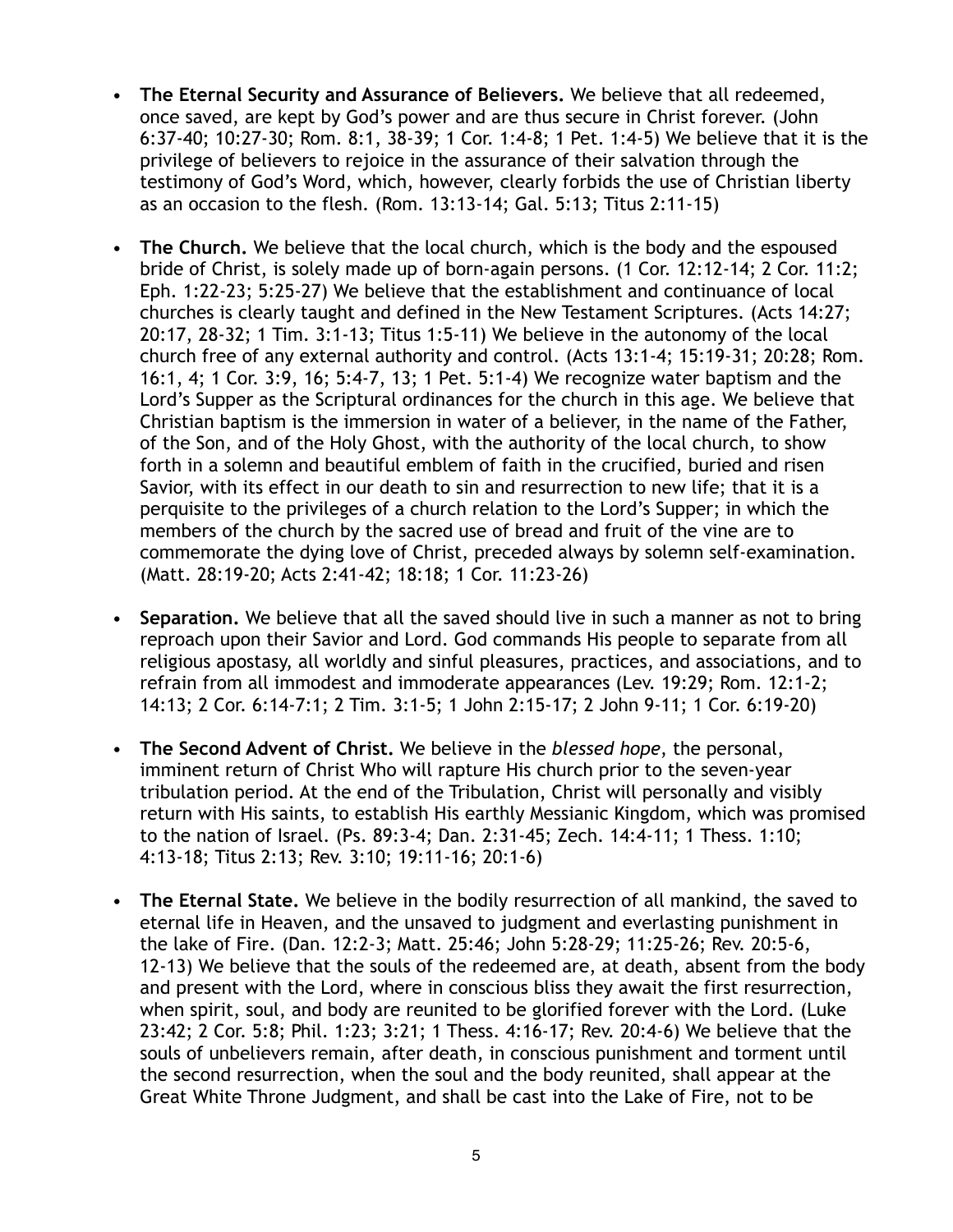- **The Eternal Security and Assurance of Believers.** We believe that all redeemed, once saved, are kept by God's power and are thus secure in Christ forever. (John 6:37-40; 10:27-30; Rom. 8:1, 38-39; 1 Cor. 1:4-8; 1 Pet. 1:4-5) We believe that it is the privilege of believers to rejoice in the assurance of their salvation through the testimony of God's Word, which, however, clearly forbids the use of Christian liberty as an occasion to the flesh. (Rom. 13:13-14; Gal. 5:13; Titus 2:11-15)

- **The Church.** We believe that the local church, which is the body and the espoused bride of Christ, is solely made up of born-again persons. (1 Cor. 12:12-14; 2 Cor. 11:2; Eph. 1:22-23; 5:25-27) We believe that the establishment and continuance of local churches is clearly taught and defined in the New Testament Scriptures. (Acts 14:27; 20:17, 28-32; 1 Tim. 3:1-13; Titus 1:5-11) We believe in the autonomy of the local church free of any external authority and control. (Acts 13:1-4; 15:19-31; 20:28; Rom. 16:1, 4; 1 Cor. 3:9, 16; 5:4-7, 13; 1 Pet. 5:1-4) We recognize water baptism and the Lord's Supper as the Scriptural ordinances for the church in this age. We believe that Christian baptism is the immersion in water of a believer, in the name of the Father, of the Son, and of the Holy Ghost, with the authority of the local church, to show forth in a solemn and beautiful emblem of faith in the crucified, buried and risen Savior, with its effect in our death to sin and resurrection to new life; that it is a perquisite to the privileges of a church relation to the Lord's Supper; in which the members of the church by the sacred use of bread and fruit of the vine are to commemorate the dying love of Christ, preceded always by solemn self-examination. (Matt. 28:19-20; Acts 2:41-42; 18:18; 1 Cor. 11:23-26)

- **Separation.** We believe that all the saved should live in such a manner as not to bring reproach upon their Savior and Lord. God commands His people to separate from all religious apostasy, all worldly and sinful pleasures, practices, and associations, and to refrain from all immodest and immoderate appearances (Lev. 19:29; Rom. 12:1-2; 14:13; 2 Cor. 6:14-7:1; 2 Tim. 3:1-5; 1 John 2:15-17; 2 John 9-11; 1 Cor. 6:19-20)

- **The Second Advent of Christ.** We believe in the *blessed hope*, the personal, imminent return of Christ Who will rapture His church prior to the seven-year tribulation period. At the end of the Tribulation, Christ will personally and visibly return with His saints, to establish His earthly Messianic Kingdom, which was promised to the nation of Israel. (Ps. 89:3-4; Dan. 2:31-45; Zech. 14:4-11; 1 Thess. 1:10; 4:13-18; Titus 2:13; Rev. 3:10; 19:11-16; 20:1-6)

- **The Eternal State.** We believe in the bodily resurrection of all mankind, the saved to eternal life in Heaven, and the unsaved to judgment and everlasting punishment in the lake of Fire. (Dan. 12:2-3; Matt. 25:46; John 5:28-29; 11:25-26; Rev. 20:5-6, 12-13) We believe that the souls of the redeemed are, at death, absent from the body and present with the Lord, where in conscious bliss they await the first resurrection, when spirit, soul, and body are reunited to be glorified forever with the Lord. (Luke 23:42; 2 Cor. 5:8; Phil. 1:23; 3:21; 1 Thess. 4:16-17; Rev. 20:4-6) We believe that the souls of unbelievers remain, after death, in conscious punishment and torment until the second resurrection, when the soul and the body reunited, shall appear at the Great White Throne Judgment, and shall be cast into the Lake of Fire, not to be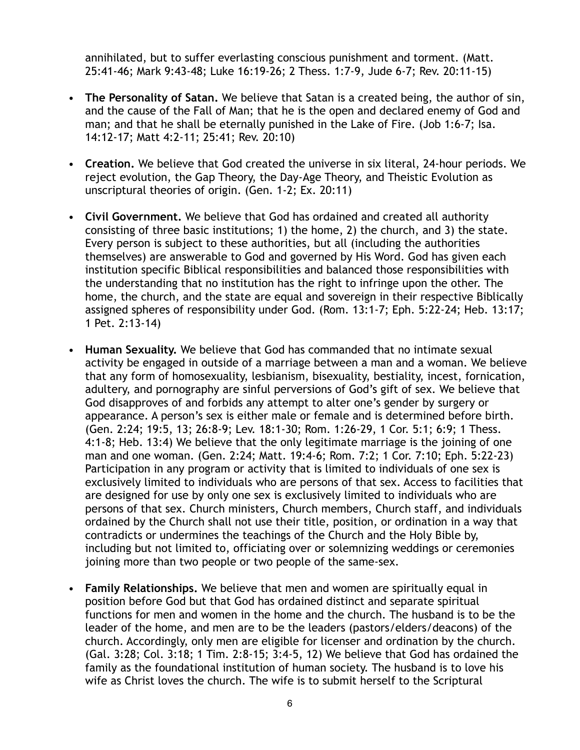annihilated, but to suffer everlasting conscious punishment and torment. (Matt. 25:41-46; Mark 9:43-48; Luke 16:19-26; 2 Thess. 1:7-9, Jude 6-7; Rev. 20:11-15)

- **The Personality of Satan.** We believe that Satan is a created being, the author of sin, and the cause of the Fall of Man; that he is the open and declared enemy of God and man; and that he shall be eternally punished in the Lake of Fire. (Job 1:6-7; Isa. 14:12-17; Matt 4:2-11; 25:41; Rev. 20:10)

- **Creation.** We believe that God created the universe in six literal, 24-hour periods. We reject evolution, the Gap Theory, the Day-Age Theory, and Theistic Evolution as unscriptural theories of origin. (Gen. 1-2; Ex. 20:11)

- **Civil Government.** We believe that God has ordained and created all authority consisting of three basic institutions; 1) the home, 2) the church, and 3) the state. Every person is subject to these authorities, but all (including the authorities themselves) are answerable to God and governed by His Word. God has given each institution specific Biblical responsibilities and balanced those responsibilities with the understanding that no institution has the right to infringe upon the other. The home, the church, and the state are equal and sovereign in their respective Biblically assigned spheres of responsibility under God. (Rom. 13:1-7; Eph. 5:22-24; Heb. 13:17; 1 Pet. 2:13-14)

- **Human Sexuality.** We believe that God has commanded that no intimate sexual activity be engaged in outside of a marriage between a man and a woman. We believe that any form of homosexuality, lesbianism, bisexuality, bestiality, incest, fornication, adultery, and pornography are sinful perversions of God's gift of sex. We believe that God disapproves of and forbids any attempt to alter one's gender by surgery or appearance. A person's sex is either male or female and is determined before birth. (Gen. 2:24; 19:5, 13; 26:8-9; Lev. 18:1-30; Rom. 1:26-29, 1 Cor. 5:1; 6:9; 1 Thess. 4:1-8; Heb. 13:4) We believe that the only legitimate marriage is the joining of one man and one woman. (Gen. 2:24; Matt. 19:4-6; Rom. 7:2; 1 Cor. 7:10; Eph. 5:22-23) Participation in any program or activity that is limited to individuals of one sex is exclusively limited to individuals who are persons of that sex. Access to facilities that are designed for use by only one sex is exclusively limited to individuals who are persons of that sex. Church ministers, Church members, Church staff, and individuals ordained by the Church shall not use their title, position, or ordination in a way that contradicts or undermines the teachings of the Church and the Holy Bible by, including but not limited to, officiating over or solemnizing weddings or ceremonies joining more than two people or two people of the same-sex.

- **Family Relationships.** We believe that men and women are spiritually equal in position before God but that God has ordained distinct and separate spiritual functions for men and women in the home and the church. The husband is to be the leader of the home, and men are to be the leaders (pastors/elders/deacons) of the church. Accordingly, only men are eligible for licenser and ordination by the church. (Gal. 3:28; Col. 3:18; 1 Tim. 2:8-15; 3:4-5, 12) We believe that God has ordained the family as the foundational institution of human society. The husband is to love his wife as Christ loves the church. The wife is to submit herself to the Scriptural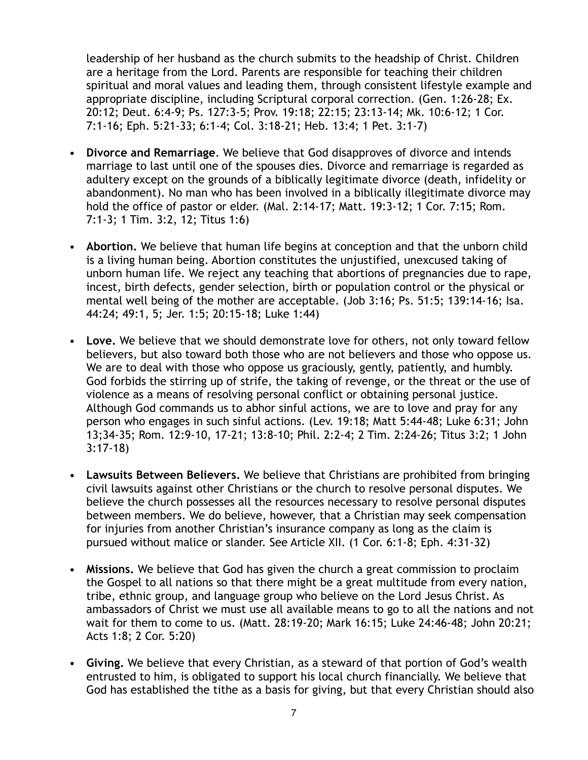leadership of her husband as the church submits to the headship of Christ. Children are a heritage from the Lord. Parents are responsible for teaching their children spiritual and moral values and leading them, through consistent lifestyle example and appropriate discipline, including Scriptural corporal correction. (Gen. 1:26-28; Ex. 20:12; Deut. 6:4-9; Ps. 127:3-5; Prov. 19:18; 22:15; 23:13-14; Mk. 10:6-12; 1 Cor. 7:1-16; Eph. 5:21-33; 6:1-4; Col. 3:18-21; Heb. 13:4; 1 Pet. 3:1-7)

- **Divorce and Remarriage**. We believe that God disapproves of divorce and intends marriage to last until one of the spouses dies. Divorce and remarriage is regarded as adultery except on the grounds of a biblically legitimate divorce (death, infidelity or abandonment). No man who has been involved in a biblically illegitimate divorce may hold the office of pastor or elder. (Mal. 2:14-17; Matt. 19:3-12; 1 Cor. 7:15; Rom. 7:1-3; 1 Tim. 3:2, 12; Titus 1:6)

- **Abortion.** We believe that human life begins at conception and that the unborn child is a living human being. Abortion constitutes the unjustified, unexcused taking of unborn human life. We reject any teaching that abortions of pregnancies due to rape, incest, birth defects, gender selection, birth or population control or the physical or mental well being of the mother are acceptable. (Job 3:16; Ps. 51:5; 139:14-16; Isa. 44:24; 49:1, 5; Jer. 1:5; 20:15-18; Luke 1:44)

- **Love.** We believe that we should demonstrate love for others, not only toward fellow believers, but also toward both those who are not believers and those who oppose us. We are to deal with those who oppose us graciously, gently, patiently, and humbly. God forbids the stirring up of strife, the taking of revenge, or the threat or the use of violence as a means of resolving personal conflict or obtaining personal justice. Although God commands us to abhor sinful actions, we are to love and pray for any person who engages in such sinful actions. (Lev. 19:18; Matt 5:44-48; Luke 6:31; John 13;34-35; Rom. 12:9-10, 17-21; 13:8-10; Phil. 2:2-4; 2 Tim. 2:24-26; Titus 3:2; 1 John 3:17-18)

- **Lawsuits Between Believers.** We believe that Christians are prohibited from bringing civil lawsuits against other Christians or the church to resolve personal disputes. We believe the church possesses all the resources necessary to resolve personal disputes between members. We do believe, however, that a Christian may seek compensation for injuries from another Christian's insurance company as long as the claim is pursued without malice or slander. See Article XII. (1 Cor. 6:1-8; Eph. 4:31-32)

- **Missions.** We believe that God has given the church a great commission to proclaim the Gospel to all nations so that there might be a great multitude from every nation, tribe, ethnic group, and language group who believe on the Lord Jesus Christ. As ambassadors of Christ we must use all available means to go to all the nations and not wait for them to come to us. (Matt. 28:19-20; Mark 16:15; Luke 24:46-48; John 20:21; Acts 1:8; 2 Cor. 5:20)

- **Giving.** We believe that every Christian, as a steward of that portion of God's wealth entrusted to him, is obligated to support his local church financially. We believe that God has established the tithe as a basis for giving, but that every Christian should also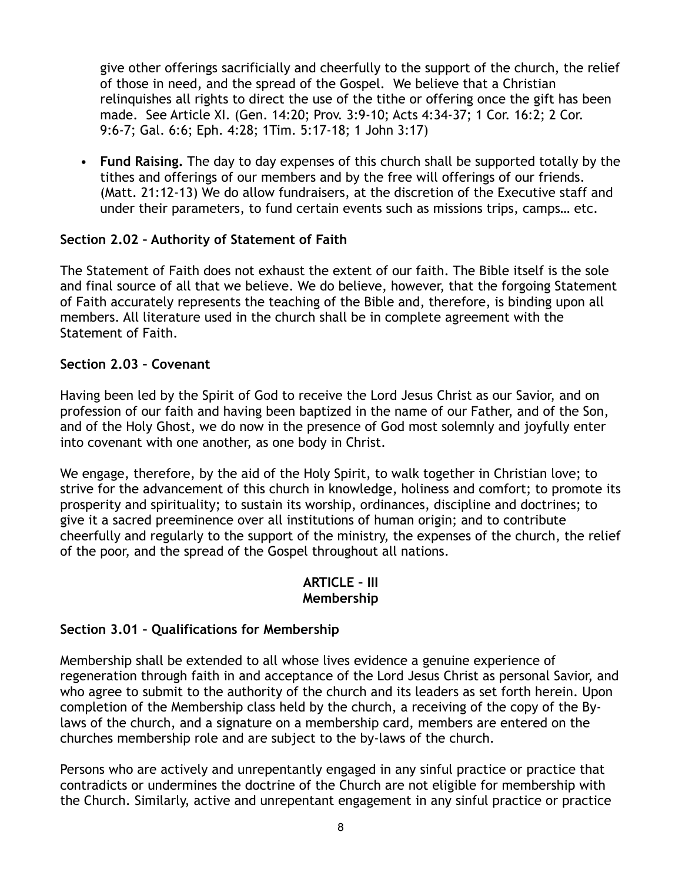give other offerings sacrificially and cheerfully to the support of the church, the relief of those in need, and the spread of the Gospel. We believe that a Christian relinquishes all rights to direct the use of the tithe or offering once the gift has been made. See Article XI. (Gen. 14:20; Prov. 3:9-10; Acts 4:34-37; 1 Cor. 16:2; 2 Cor. 9:6-7; Gal. 6:6; Eph. 4:28; 1Tim. 5:17-18; 1 John 3:17)

- **Fund Raising.** The day to day expenses of this church shall be supported totally by the tithes and offerings of our members and by the free will offerings of our friends. (Matt. 21:12-13) We do allow fundraisers, at the discretion of the Executive staff and under their parameters, to fund certain events such as missions trips, camps… etc.

### Section 2.02 – Authority of Statement of Faith

The Statement of Faith does not exhaust the extent of our faith. The Bible itself is the sole and final source of all that we believe. We do believe, however, that the forgoing Statement of Faith accurately represents the teaching of the Bible and, therefore, is binding upon all members. All literature used in the church shall be in complete agreement with the Statement of Faith.

### Section 2.03 – Covenant

Having been led by the Spirit of God to receive the Lord Jesus Christ as our Savior, and on profession of our faith and having been baptized in the name of our Father, and of the Son, and of the Holy Ghost, we do now in the presence of God most solemnly and joyfully enter into covenant with one another, as one body in Christ.

We engage, therefore, by the aid of the Holy Spirit, to walk together in Christian love; to strive for the advancement of this church in knowledge, holiness and comfort; to promote its prosperity and spirituality; to sustain its worship, ordinances, discipline and doctrines; to give it a sacred preeminence over all institutions of human origin; and to contribute cheerfully and regularly to the support of the ministry, the expenses of the church, the relief of the poor, and the spread of the Gospel throughout all nations.

## ARTICLE – III
## Membership

### Section 3.01 – Qualifications for Membership

Membership shall be extended to all whose lives evidence a genuine experience of regeneration through faith in and acceptance of the Lord Jesus Christ as personal Savior, and who agree to submit to the authority of the church and its leaders as set forth herein. Upon completion of the Membership class held by the church, a receiving of the copy of the By-laws of the church, and a signature on a membership card, members are entered on the churches membership role and are subject to the by-laws of the church.

Persons who are actively and unrepentantly engaged in any sinful practice or practice that contradicts or undermines the doctrine of the Church are not eligible for membership with the Church. Similarly, active and unrepentant engagement in any sinful practice or practice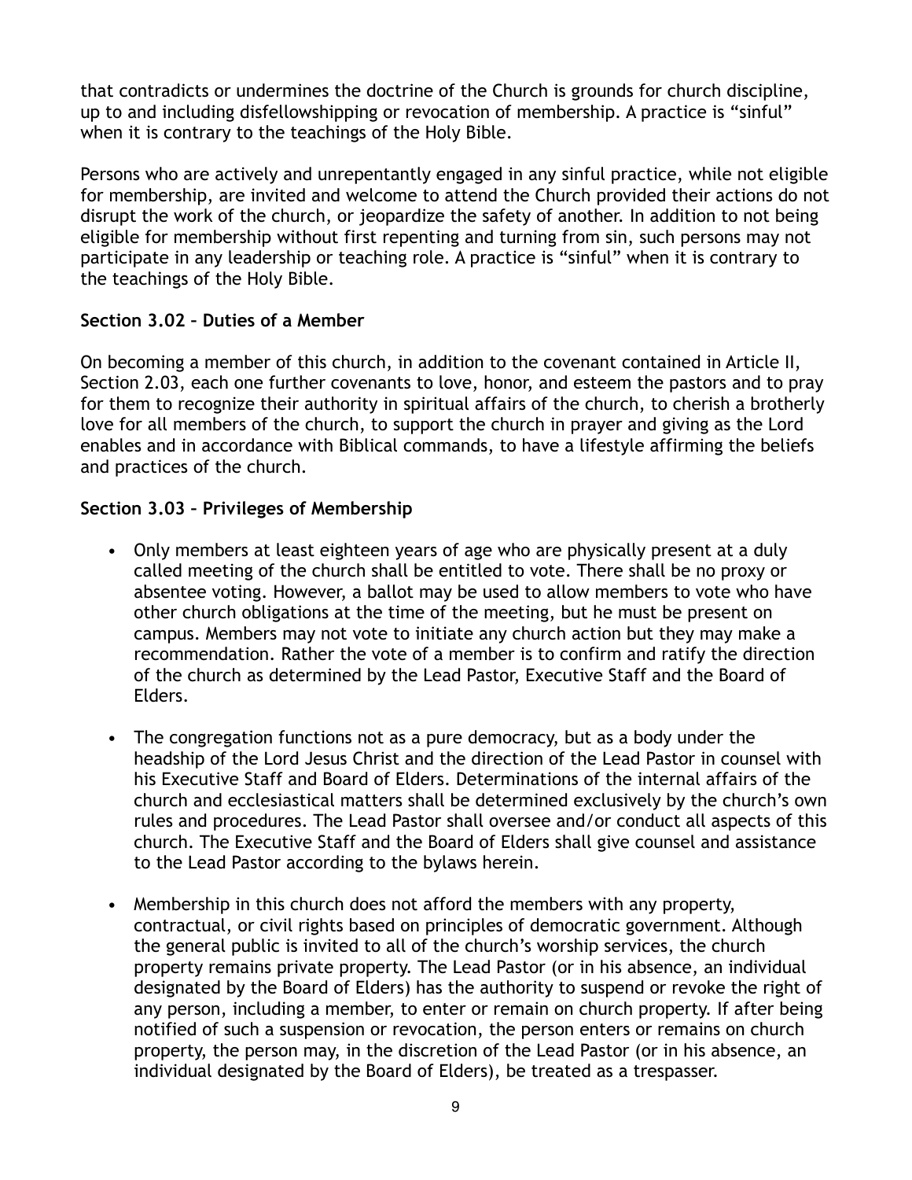that contradicts or undermines the doctrine of the Church is grounds for church discipline, up to and including disfellowshipping or revocation of membership. A practice is “sinful” when it is contrary to the teachings of the Holy Bible.

Persons who are actively and unrepentantly engaged in any sinful practice, while not eligible for membership, are invited and welcome to attend the Church provided their actions do not disrupt the work of the church, or jeopardize the safety of another. In addition to not being eligible for membership without first repenting and turning from sin, such persons may not participate in any leadership or teaching role. A practice is “sinful” when it is contrary to the teachings of the Holy Bible.

**Section 3.02 – Duties of a Member**

On becoming a member of this church, in addition to the covenant contained in Article II, Section 2.03, each one further covenants to love, honor, and esteem the pastors and to pray for them to recognize their authority in spiritual affairs of the church, to cherish a brotherly love for all members of the church, to support the church in prayer and giving as the Lord enables and in accordance with Biblical commands, to have a lifestyle affirming the beliefs and practices of the church.

**Section 3.03 – Privileges of Membership**

- Only members at least eighteen years of age who are physically present at a duly called meeting of the church shall be entitled to vote. There shall be no proxy or absentee voting. However, a ballot may be used to allow members to vote who have other church obligations at the time of the meeting, but he must be present on campus. Members may not vote to initiate any church action but they may make a recommendation. Rather the vote of a member is to confirm and ratify the direction of the church as determined by the Lead Pastor, Executive Staff and the Board of Elders.

- The congregation functions not as a pure democracy, but as a body under the headship of the Lord Jesus Christ and the direction of the Lead Pastor in counsel with his Executive Staff and Board of Elders. Determinations of the internal affairs of the church and ecclesiastical matters shall be determined exclusively by the church’s own rules and procedures. The Lead Pastor shall oversee and/or conduct all aspects of this church. The Executive Staff and the Board of Elders shall give counsel and assistance to the Lead Pastor according to the bylaws herein.

- Membership in this church does not afford the members with any property, contractual, or civil rights based on principles of democratic government. Although the general public is invited to all of the church’s worship services, the church property remains private property. The Lead Pastor (or in his absence, an individual designated by the Board of Elders) has the authority to suspend or revoke the right of any person, including a member, to enter or remain on church property. If after being notified of such a suspension or revocation, the person enters or remains on church property, the person may, in the discretion of the Lead Pastor (or in his absence, an individual designated by the Board of Elders), be treated as a trespasser.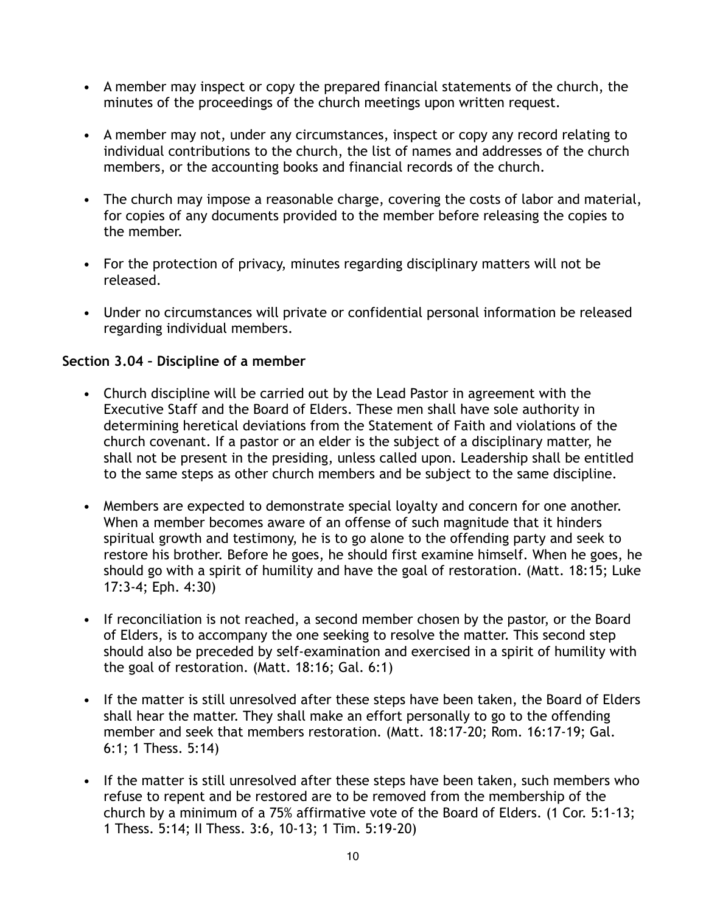- A member may inspect or copy the prepared financial statements of the church, the minutes of the proceedings of the church meetings upon written request.

- A member may not, under any circumstances, inspect or copy any record relating to individual contributions to the church, the list of names and addresses of the church members, or the accounting books and financial records of the church.

- The church may impose a reasonable charge, covering the costs of labor and material, for copies of any documents provided to the member before releasing the copies to the member.

- For the protection of privacy, minutes regarding disciplinary matters will not be released.

- Under no circumstances will private or confidential personal information be released regarding individual members.

**Section 3.04 – Discipline of a member**

- Church discipline will be carried out by the Lead Pastor in agreement with the Executive Staff and the Board of Elders. These men shall have sole authority in determining heretical deviations from the Statement of Faith and violations of the church covenant. If a pastor or an elder is the subject of a disciplinary matter, he shall not be present in the presiding, unless called upon. Leadership shall be entitled to the same steps as other church members and be subject to the same discipline.

- Members are expected to demonstrate special loyalty and concern for one another. When a member becomes aware of an offense of such magnitude that it hinders spiritual growth and testimony, he is to go alone to the offending party and seek to restore his brother. Before he goes, he should first examine himself. When he goes, he should go with a spirit of humility and have the goal of restoration. (Matt. 18:15; Luke 17:3-4; Eph. 4:30)

- If reconciliation is not reached, a second member chosen by the pastor, or the Board of Elders, is to accompany the one seeking to resolve the matter. This second step should also be preceded by self-examination and exercised in a spirit of humility with the goal of restoration. (Matt. 18:16; Gal. 6:1)

- If the matter is still unresolved after these steps have been taken, the Board of Elders shall hear the matter. They shall make an effort personally to go to the offending member and seek that members restoration. (Matt. 18:17-20; Rom. 16:17-19; Gal. 6:1; 1 Thess. 5:14)

- If the matter is still unresolved after these steps have been taken, such members who refuse to repent and be restored are to be removed from the membership of the church by a minimum of a 75% affirmative vote of the Board of Elders. (1 Cor. 5:1-13; 1 Thess. 5:14; II Thess. 3:6, 10-13; 1 Tim. 5:19-20)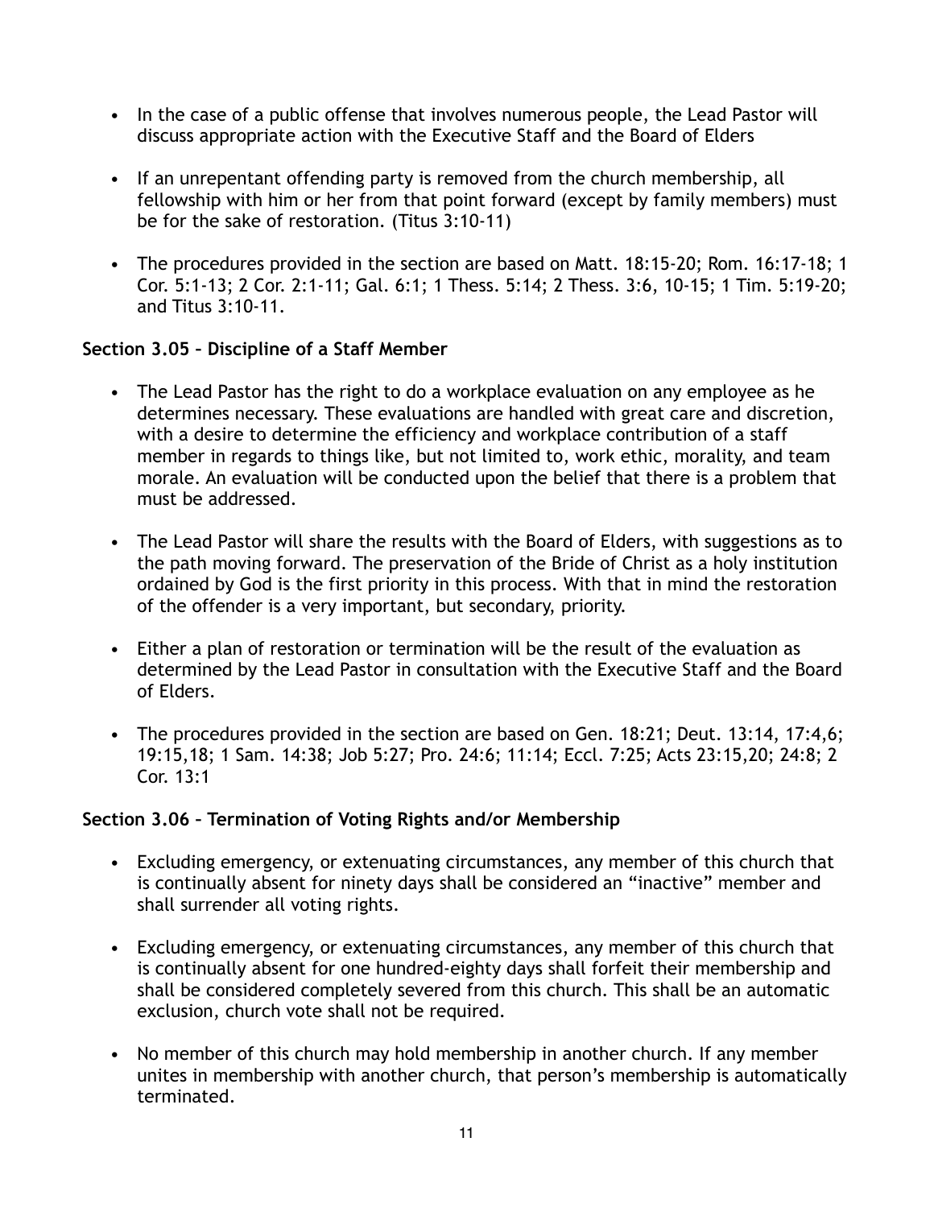- In the case of a public offense that involves numerous people, the Lead Pastor will discuss appropriate action with the Executive Staff and the Board of Elders
- If an unrepentant offending party is removed from the church membership, all fellowship with him or her from that point forward (except by family members) must be for the sake of restoration. (Titus 3:10-11)
- The procedures provided in the section are based on Matt. 18:15-20; Rom. 16:17-18; 1 Cor. 5:1-13; 2 Cor. 2:1-11; Gal. 6:1; 1 Thess. 5:14; 2 Thess. 3:6, 10-15; 1 Tim. 5:19-20; and Titus 3:10-11.

**Section 3.05 – Discipline of a Staff Member**

- The Lead Pastor has the right to do a workplace evaluation on any employee as he determines necessary. These evaluations are handled with great care and discretion, with a desire to determine the efficiency and workplace contribution of a staff member in regards to things like, but not limited to, work ethic, morality, and team morale. An evaluation will be conducted upon the belief that there is a problem that must be addressed.
- The Lead Pastor will share the results with the Board of Elders, with suggestions as to the path moving forward. The preservation of the Bride of Christ as a holy institution ordained by God is the first priority in this process. With that in mind the restoration of the offender is a very important, but secondary, priority.
- Either a plan of restoration or termination will be the result of the evaluation as determined by the Lead Pastor in consultation with the Executive Staff and the Board of Elders.
- The procedures provided in the section are based on Gen. 18:21; Deut. 13:14, 17:4,6; 19:15,18; 1 Sam. 14:38; Job 5:27; Pro. 24:6; 11:14; Eccl. 7:25; Acts 23:15,20; 24:8; 2 Cor. 13:1

**Section 3.06 – Termination of Voting Rights and/or Membership**

- Excluding emergency, or extenuating circumstances, any member of this church that is continually absent for ninety days shall be considered an "inactive" member and shall surrender all voting rights.
- Excluding emergency, or extenuating circumstances, any member of this church that is continually absent for one hundred-eighty days shall forfeit their membership and shall be considered completely severed from this church. This shall be an automatic exclusion, church vote shall not be required.
- No member of this church may hold membership in another church. If any member unites in membership with another church, that person's membership is automatically terminated.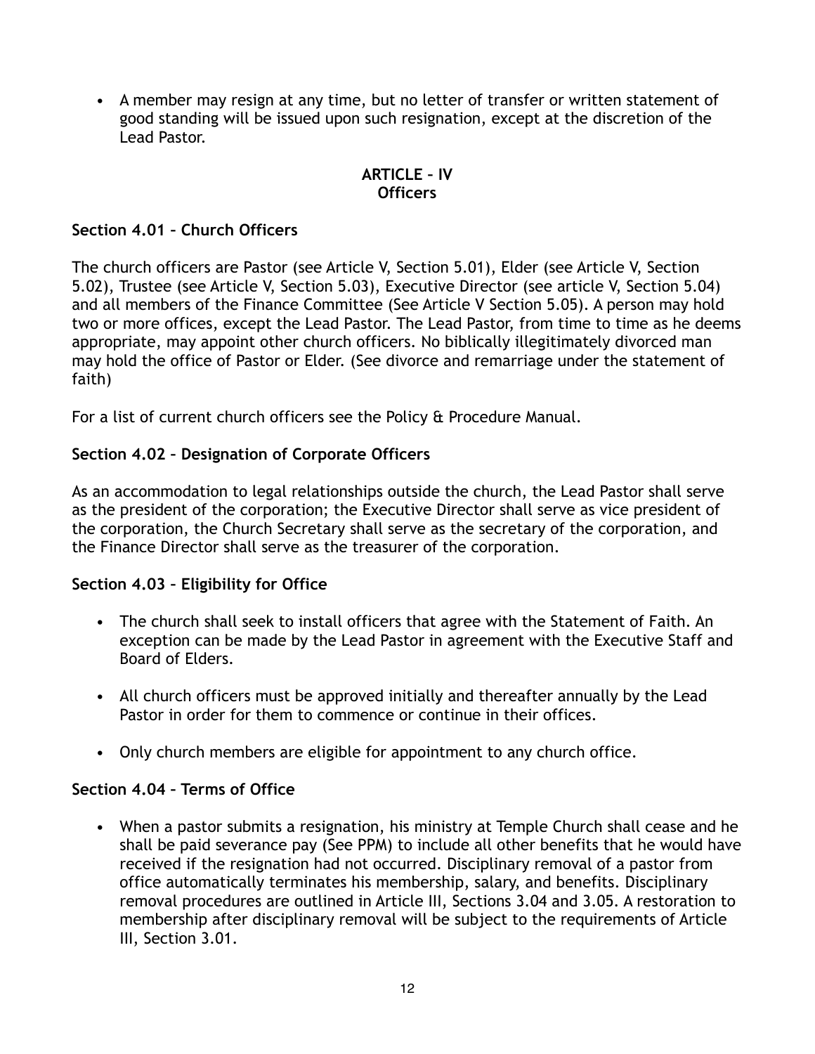- A member may resign at any time, but no letter of transfer or written statement of good standing will be issued upon such resignation, except at the discretion of the Lead Pastor.

## ARTICLE – IV
## Officers

### Section 4.01 – Church Officers

The church officers are Pastor (see Article V, Section 5.01), Elder (see Article V, Section 5.02), Trustee (see Article V, Section 5.03), Executive Director (see article V, Section 5.04) and all members of the Finance Committee (See Article V Section 5.05). A person may hold two or more offices, except the Lead Pastor. The Lead Pastor, from time to time as he deems appropriate, may appoint other church officers. No biblically illegitimately divorced man may hold the office of Pastor or Elder. (See divorce and remarriage under the statement of faith)

For a list of current church officers see the Policy & Procedure Manual.

### Section 4.02 – Designation of Corporate Officers

As an accommodation to legal relationships outside the church, the Lead Pastor shall serve as the president of the corporation; the Executive Director shall serve as vice president of the corporation, the Church Secretary shall serve as the secretary of the corporation, and the Finance Director shall serve as the treasurer of the corporation.

### Section 4.03 – Eligibility for Office

- The church shall seek to install officers that agree with the Statement of Faith. An exception can be made by the Lead Pastor in agreement with the Executive Staff and Board of Elders.
- All church officers must be approved initially and thereafter annually by the Lead Pastor in order for them to commence or continue in their offices.
- Only church members are eligible for appointment to any church office.

### Section 4.04 – Terms of Office

- When a pastor submits a resignation, his ministry at Temple Church shall cease and he shall be paid severance pay (See PPM) to include all other benefits that he would have received if the resignation had not occurred. Disciplinary removal of a pastor from office automatically terminates his membership, salary, and benefits. Disciplinary removal procedures are outlined in Article III, Sections 3.04 and 3.05. A restoration to membership after disciplinary removal will be subject to the requirements of Article III, Section 3.01.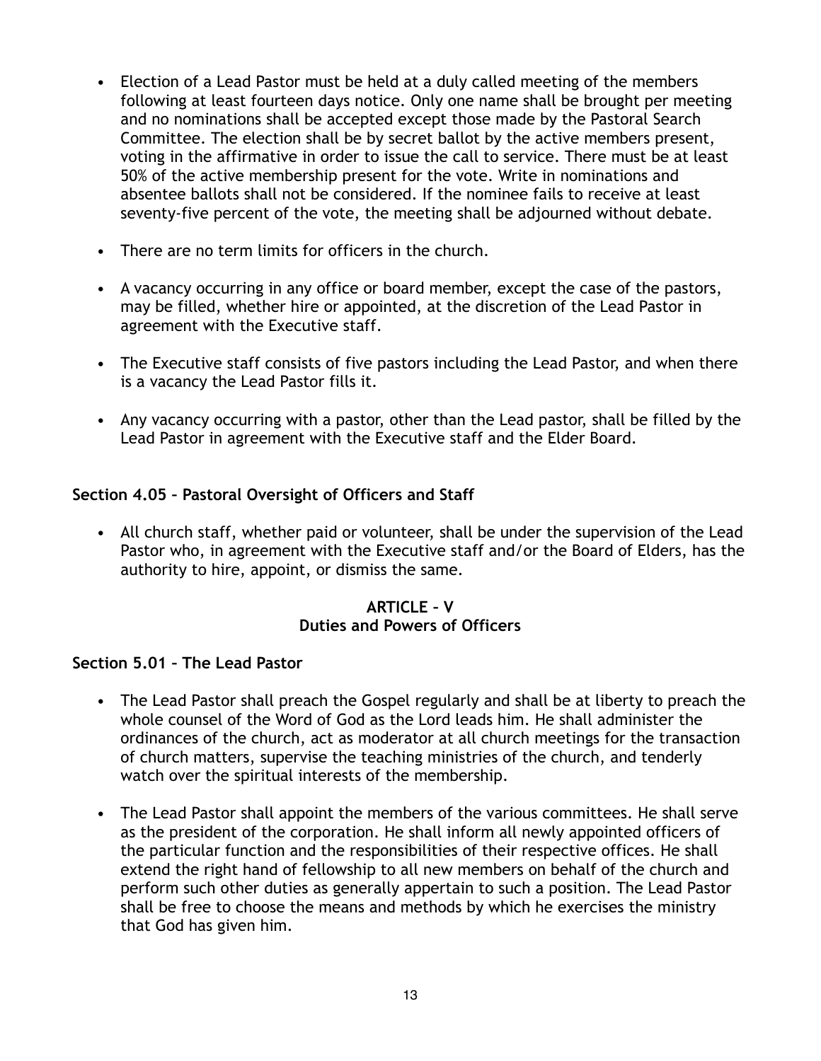- Election of a Lead Pastor must be held at a duly called meeting of the members following at least fourteen days notice. Only one name shall be brought per meeting and no nominations shall be accepted except those made by the Pastoral Search Committee. The election shall be by secret ballot by the active members present, voting in the affirmative in order to issue the call to service. There must be at least 50% of the active membership present for the vote. Write in nominations and absentee ballots shall not be considered. If the nominee fails to receive at least seventy-five percent of the vote, the meeting shall be adjourned without debate.

- There are no term limits for officers in the church.

- A vacancy occurring in any office or board member, except the case of the pastors, may be filled, whether hire or appointed, at the discretion of the Lead Pastor in agreement with the Executive staff.

- The Executive staff consists of five pastors including the Lead Pastor, and when there is a vacancy the Lead Pastor fills it.

- Any vacancy occurring with a pastor, other than the Lead pastor, shall be filled by the Lead Pastor in agreement with the Executive staff and the Elder Board.

### Section 4.05 – Pastoral Oversight of Officers and Staff

- All church staff, whether paid or volunteer, shall be under the supervision of the Lead Pastor who, in agreement with the Executive staff and/or the Board of Elders, has the authority to hire, appoint, or dismiss the same.

## ARTICLE – V
## Duties and Powers of Officers

### Section 5.01 – The Lead Pastor

- The Lead Pastor shall preach the Gospel regularly and shall be at liberty to preach the whole counsel of the Word of God as the Lord leads him. He shall administer the ordinances of the church, act as moderator at all church meetings for the transaction of church matters, supervise the teaching ministries of the church, and tenderly watch over the spiritual interests of the membership.

- The Lead Pastor shall appoint the members of the various committees. He shall serve as the president of the corporation. He shall inform all newly appointed officers of the particular function and the responsibilities of their respective offices. He shall extend the right hand of fellowship to all new members on behalf of the church and perform such other duties as generally appertain to such a position. The Lead Pastor shall be free to choose the means and methods by which he exercises the ministry that God has given him.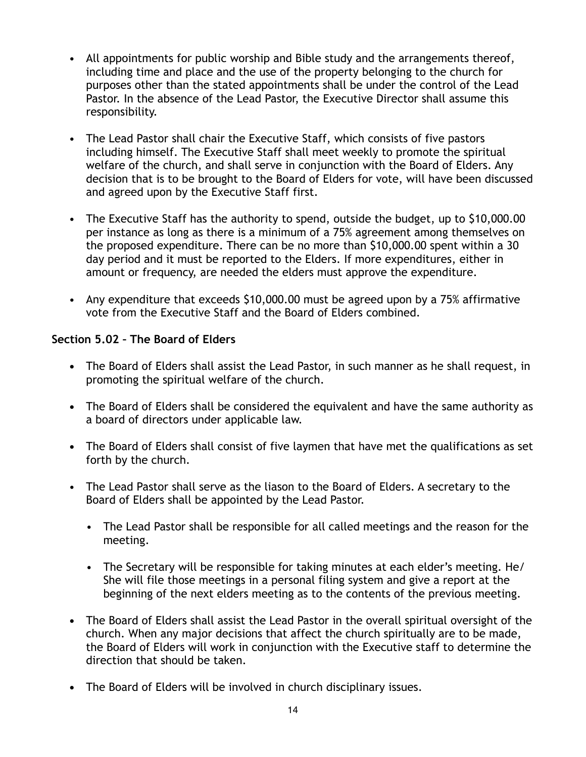- All appointments for public worship and Bible study and the arrangements thereof, including time and place and the use of the property belonging to the church for purposes other than the stated appointments shall be under the control of the Lead Pastor. In the absence of the Lead Pastor, the Executive Director shall assume this responsibility.

- The Lead Pastor shall chair the Executive Staff, which consists of five pastors including himself. The Executive Staff shall meet weekly to promote the spiritual welfare of the church, and shall serve in conjunction with the Board of Elders. Any decision that is to be brought to the Board of Elders for vote, will have been discussed and agreed upon by the Executive Staff first.

- The Executive Staff has the authority to spend, outside the budget, up to $10,000.00 per instance as long as there is a minimum of a 75% agreement among themselves on the proposed expenditure. There can be no more than $10,000.00 spent within a 30 day period and it must be reported to the Elders. If more expenditures, either in amount or frequency, are needed the elders must approve the expenditure.

- Any expenditure that exceeds $10,000.00 must be agreed upon by a 75% affirmative vote from the Executive Staff and the Board of Elders combined.

**Section 5.02 – The Board of Elders**

- The Board of Elders shall assist the Lead Pastor, in such manner as he shall request, in promoting the spiritual welfare of the church.

- The Board of Elders shall be considered the equivalent and have the same authority as a board of directors under applicable law.

- The Board of Elders shall consist of five laymen that have met the qualifications as set forth by the church.

- The Lead Pastor shall serve as the liason to the Board of Elders. A secretary to the Board of Elders shall be appointed by the Lead Pastor.
  - The Lead Pastor shall be responsible for all called meetings and the reason for the meeting.
  - The Secretary will be responsible for taking minutes at each elder's meeting. He/ She will file those meetings in a personal filing system and give a report at the beginning of the next elders meeting as to the contents of the previous meeting.

- The Board of Elders shall assist the Lead Pastor in the overall spiritual oversight of the church. When any major decisions that affect the church spiritually are to be made, the Board of Elders will work in conjunction with the Executive staff to determine the direction that should be taken.

- The Board of Elders will be involved in church disciplinary issues.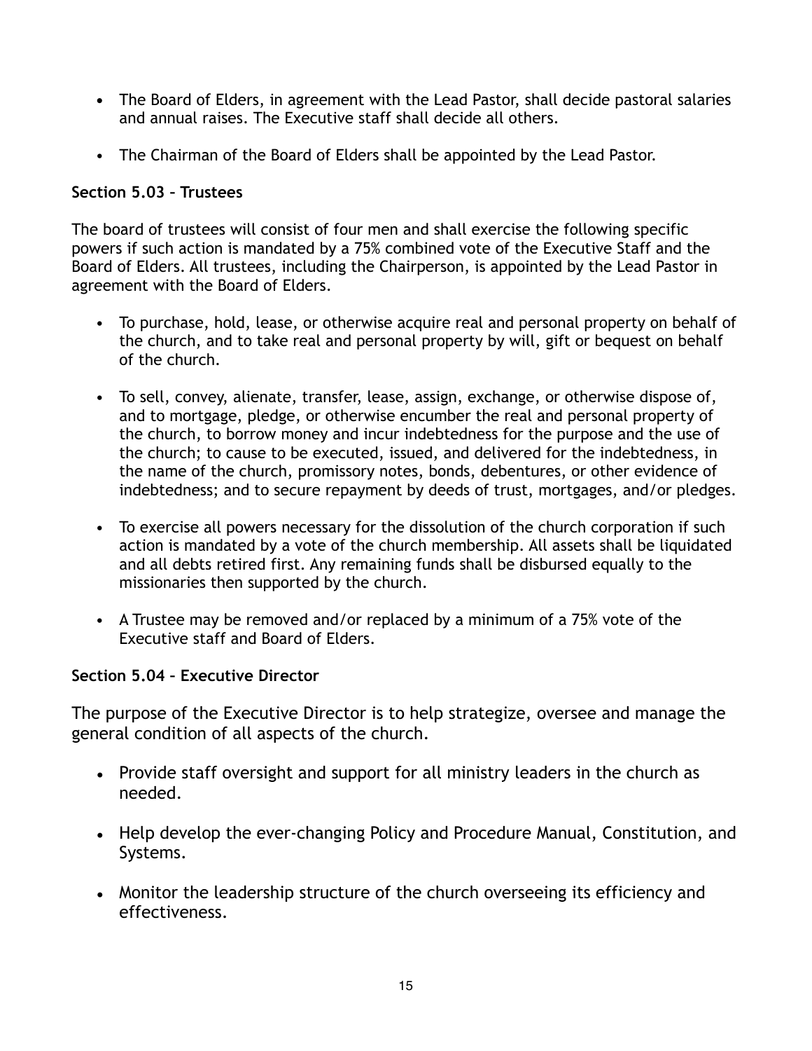- The Board of Elders, in agreement with the Lead Pastor, shall decide pastoral salaries and annual raises. The Executive staff shall decide all others.
- The Chairman of the Board of Elders shall be appointed by the Lead Pastor.

**Section 5.03 – Trustees**

The board of trustees will consist of four men and shall exercise the following specific powers if such action is mandated by a 75% combined vote of the Executive Staff and the Board of Elders. All trustees, including the Chairperson, is appointed by the Lead Pastor in agreement with the Board of Elders.

- To purchase, hold, lease, or otherwise acquire real and personal property on behalf of the church, and to take real and personal property by will, gift or bequest on behalf of the church.
- To sell, convey, alienate, transfer, lease, assign, exchange, or otherwise dispose of, and to mortgage, pledge, or otherwise encumber the real and personal property of the church, to borrow money and incur indebtedness for the purpose and the use of the church; to cause to be executed, issued, and delivered for the indebtedness, in the name of the church, promissory notes, bonds, debentures, or other evidence of indebtedness; and to secure repayment by deeds of trust, mortgages, and/or pledges.
- To exercise all powers necessary for the dissolution of the church corporation if such action is mandated by a vote of the church membership. All assets shall be liquidated and all debts retired first. Any remaining funds shall be disbursed equally to the missionaries then supported by the church.
- A Trustee may be removed and/or replaced by a minimum of a 75% vote of the Executive staff and Board of Elders.

**Section 5.04 – Executive Director**

The purpose of the Executive Director is to help strategize, oversee and manage the general condition of all aspects of the church.

- Provide staff oversight and support for all ministry leaders in the church as needed.
- Help develop the ever-changing Policy and Procedure Manual, Constitution, and Systems.
- Monitor the leadership structure of the church overseeing its efficiency and effectiveness.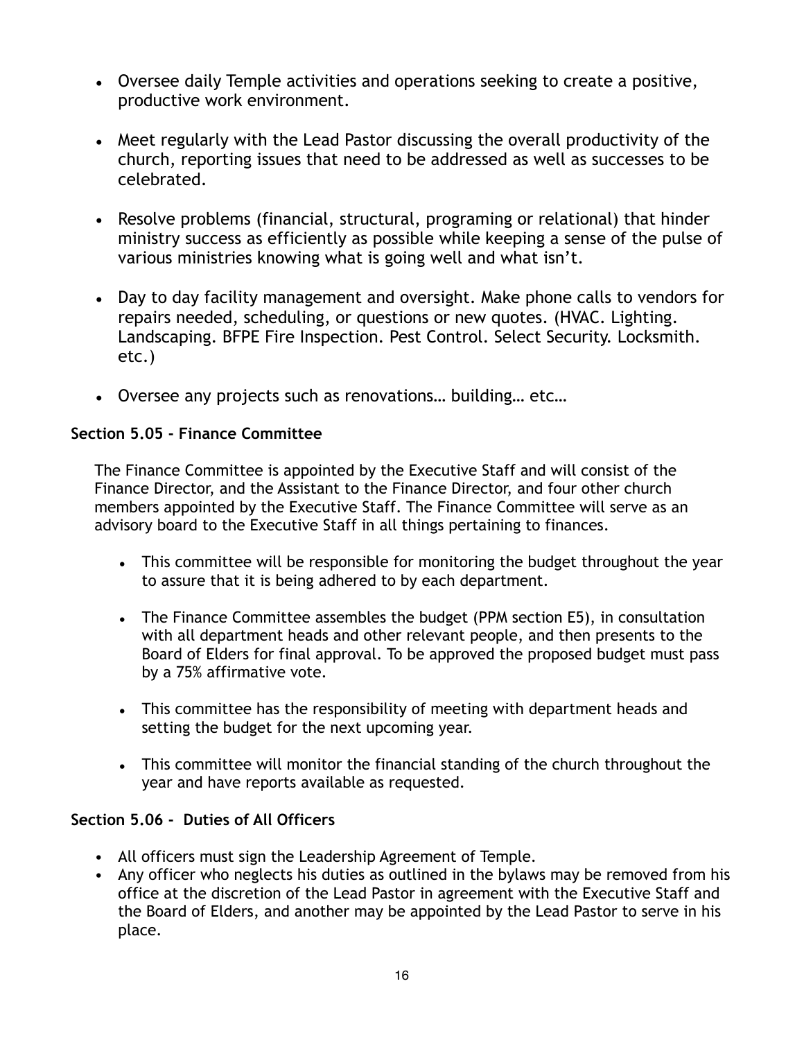- Oversee daily Temple activities and operations seeking to create a positive, productive work environment.

- Meet regularly with the Lead Pastor discussing the overall productivity of the church, reporting issues that need to be addressed as well as successes to be celebrated.

- Resolve problems (financial, structural, programing or relational) that hinder ministry success as efficiently as possible while keeping a sense of the pulse of various ministries knowing what is going well and what isn't.

- Day to day facility management and oversight. Make phone calls to vendors for repairs needed, scheduling, or questions or new quotes. (HVAC. Lighting. Landscaping. BFPE Fire Inspection. Pest Control. Select Security. Locksmith. etc.)

- Oversee any projects such as renovations… building… etc…

**Section 5.05 - Finance Committee**

The Finance Committee is appointed by the Executive Staff and will consist of the Finance Director, and the Assistant to the Finance Director, and four other church members appointed by the Executive Staff. The Finance Committee will serve as an advisory board to the Executive Staff in all things pertaining to finances.

- This committee will be responsible for monitoring the budget throughout the year to assure that it is being adhered to by each department.

- The Finance Committee assembles the budget (PPM section E5), in consultation with all department heads and other relevant people, and then presents to the Board of Elders for final approval. To be approved the proposed budget must pass by a 75% affirmative vote.

- This committee has the responsibility of meeting with department heads and setting the budget for the next upcoming year.

- This committee will monitor the financial standing of the church throughout the year and have reports available as requested.

**Section 5.06 - Duties of All Officers**

- All officers must sign the Leadership Agreement of Temple.
- Any officer who neglects his duties as outlined in the bylaws may be removed from his office at the discretion of the Lead Pastor in agreement with the Executive Staff and the Board of Elders, and another may be appointed by the Lead Pastor to serve in his place.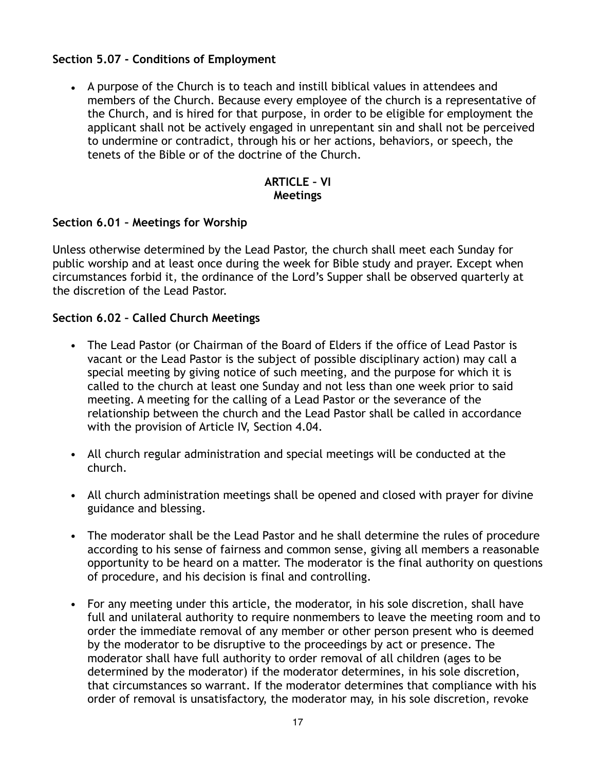**Section 5.07 - Conditions of Employment**

- A purpose of the Church is to teach and instill biblical values in attendees and members of the Church. Because every employee of the church is a representative of the Church, and is hired for that purpose, in order to be eligible for employment the applicant shall not be actively engaged in unrepentant sin and shall not be perceived to undermine or contradict, through his or her actions, behaviors, or speech, the tenets of the Bible or of the doctrine of the Church.

## ARTICLE – VI
## Meetings

**Section 6.01 – Meetings for Worship**

Unless otherwise determined by the Lead Pastor, the church shall meet each Sunday for public worship and at least once during the week for Bible study and prayer. Except when circumstances forbid it, the ordinance of the Lord's Supper shall be observed quarterly at the discretion of the Lead Pastor.

**Section 6.02 – Called Church Meetings**

- The Lead Pastor (or Chairman of the Board of Elders if the office of Lead Pastor is vacant or the Lead Pastor is the subject of possible disciplinary action) may call a special meeting by giving notice of such meeting, and the purpose for which it is called to the church at least one Sunday and not less than one week prior to said meeting. A meeting for the calling of a Lead Pastor or the severance of the relationship between the church and the Lead Pastor shall be called in accordance with the provision of Article IV, Section 4.04.

- All church regular administration and special meetings will be conducted at the church.

- All church administration meetings shall be opened and closed with prayer for divine guidance and blessing.

- The moderator shall be the Lead Pastor and he shall determine the rules of procedure according to his sense of fairness and common sense, giving all members a reasonable opportunity to be heard on a matter. The moderator is the final authority on questions of procedure, and his decision is final and controlling.

- For any meeting under this article, the moderator, in his sole discretion, shall have full and unilateral authority to require nonmembers to leave the meeting room and to order the immediate removal of any member or other person present who is deemed by the moderator to be disruptive to the proceedings by act or presence. The moderator shall have full authority to order removal of all children (ages to be determined by the moderator) if the moderator determines, in his sole discretion, that circumstances so warrant. If the moderator determines that compliance with his order of removal is unsatisfactory, the moderator may, in his sole discretion, revoke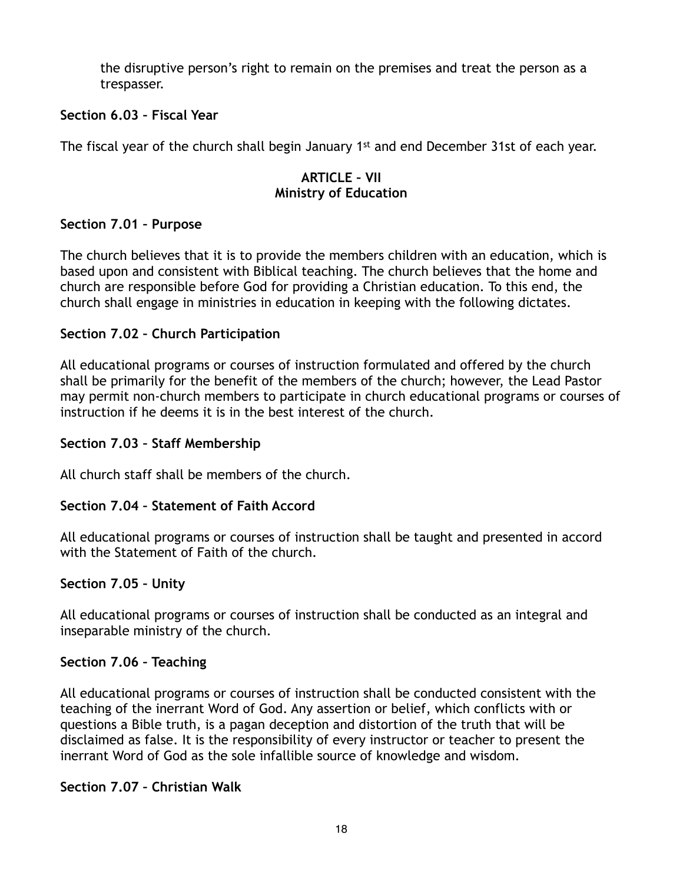the disruptive person's right to remain on the premises and treat the person as a trespasser.

**Section 6.03 – Fiscal Year**

The fiscal year of the church shall begin January 1st and end December 31st of each year.

## ARTICLE – VII
## Ministry of Education

**Section 7.01 – Purpose**

The church believes that it is to provide the members children with an education, which is based upon and consistent with Biblical teaching. The church believes that the home and church are responsible before God for providing a Christian education. To this end, the church shall engage in ministries in education in keeping with the following dictates.

**Section 7.02 – Church Participation**

All educational programs or courses of instruction formulated and offered by the church shall be primarily for the benefit of the members of the church; however, the Lead Pastor may permit non-church members to participate in church educational programs or courses of instruction if he deems it is in the best interest of the church.

**Section 7.03 – Staff Membership**

All church staff shall be members of the church.

**Section 7.04 – Statement of Faith Accord**

All educational programs or courses of instruction shall be taught and presented in accord with the Statement of Faith of the church.

**Section 7.05 – Unity**

All educational programs or courses of instruction shall be conducted as an integral and inseparable ministry of the church.

**Section 7.06 – Teaching**

All educational programs or courses of instruction shall be conducted consistent with the teaching of the inerrant Word of God. Any assertion or belief, which conflicts with or questions a Bible truth, is a pagan deception and distortion of the truth that will be disclaimed as false. It is the responsibility of every instructor or teacher to present the inerrant Word of God as the sole infallible source of knowledge and wisdom.

**Section 7.07 – Christian Walk**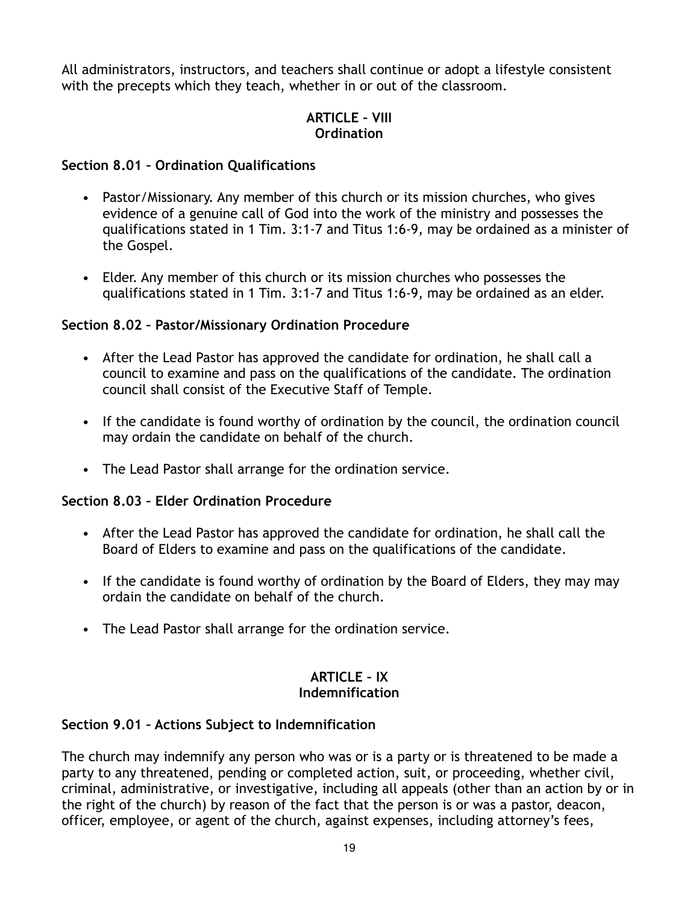All administrators, instructors, and teachers shall continue or adopt a lifestyle consistent with the precepts which they teach, whether in or out of the classroom.

## ARTICLE – VIII
## Ordination

### Section 8.01 – Ordination Qualifications

- Pastor/Missionary. Any member of this church or its mission churches, who gives evidence of a genuine call of God into the work of the ministry and possesses the qualifications stated in 1 Tim. 3:1-7 and Titus 1:6-9, may be ordained as a minister of the Gospel.

- Elder. Any member of this church or its mission churches who possesses the qualifications stated in 1 Tim. 3:1-7 and Titus 1:6-9, may be ordained as an elder.

### Section 8.02 – Pastor/Missionary Ordination Procedure

- After the Lead Pastor has approved the candidate for ordination, he shall call a council to examine and pass on the qualifications of the candidate. The ordination council shall consist of the Executive Staff of Temple.

- If the candidate is found worthy of ordination by the council, the ordination council may ordain the candidate on behalf of the church.

- The Lead Pastor shall arrange for the ordination service.

### Section 8.03 – Elder Ordination Procedure

- After the Lead Pastor has approved the candidate for ordination, he shall call the Board of Elders to examine and pass on the qualifications of the candidate.

- If the candidate is found worthy of ordination by the Board of Elders, they may may ordain the candidate on behalf of the church.

- The Lead Pastor shall arrange for the ordination service.

## ARTICLE – IX
## Indemnification

### Section 9.01 – Actions Subject to Indemnification

The church may indemnify any person who was or is a party or is threatened to be made a party to any threatened, pending or completed action, suit, or proceeding, whether civil, criminal, administrative, or investigative, including all appeals (other than an action by or in the right of the church) by reason of the fact that the person is or was a pastor, deacon, officer, employee, or agent of the church, against expenses, including attorney's fees,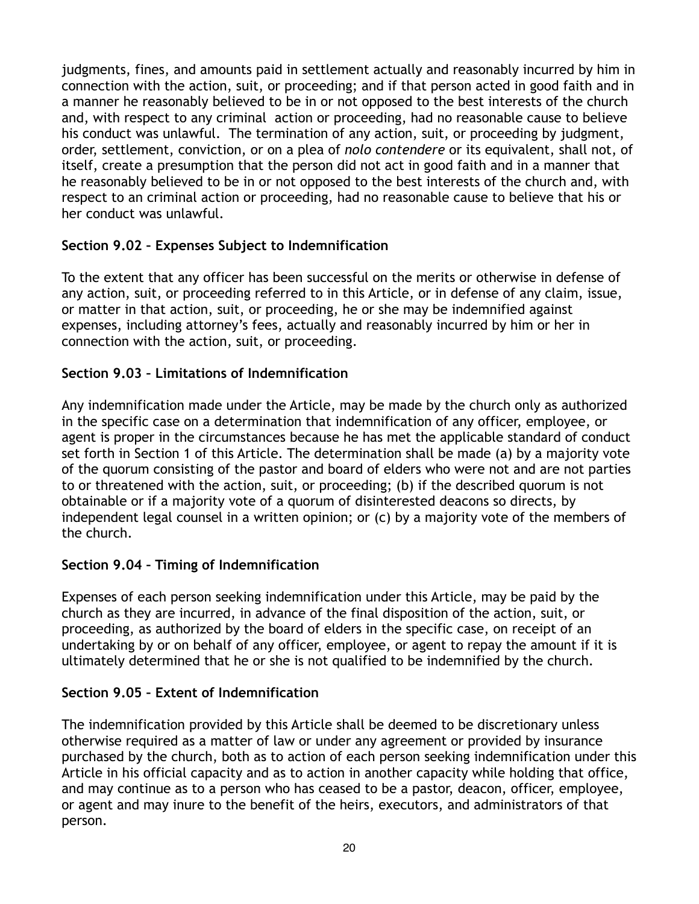judgments, fines, and amounts paid in settlement actually and reasonably incurred by him in connection with the action, suit, or proceeding; and if that person acted in good faith and in a manner he reasonably believed to be in or not opposed to the best interests of the church and, with respect to any criminal action or proceeding, had no reasonable cause to believe his conduct was unlawful. The termination of any action, suit, or proceeding by judgment, order, settlement, conviction, or on a plea of *nolo contendere* or its equivalent, shall not, of itself, create a presumption that the person did not act in good faith and in a manner that he reasonably believed to be in or not opposed to the best interests of the church and, with respect to an criminal action or proceeding, had no reasonable cause to believe that his or her conduct was unlawful.

**Section 9.02 – Expenses Subject to Indemnification**

To the extent that any officer has been successful on the merits or otherwise in defense of any action, suit, or proceeding referred to in this Article, or in defense of any claim, issue, or matter in that action, suit, or proceeding, he or she may be indemnified against expenses, including attorney's fees, actually and reasonably incurred by him or her in connection with the action, suit, or proceeding.

**Section 9.03 – Limitations of Indemnification**

Any indemnification made under the Article, may be made by the church only as authorized in the specific case on a determination that indemnification of any officer, employee, or agent is proper in the circumstances because he has met the applicable standard of conduct set forth in Section 1 of this Article. The determination shall be made (a) by a majority vote of the quorum consisting of the pastor and board of elders who were not and are not parties to or threatened with the action, suit, or proceeding; (b) if the described quorum is not obtainable or if a majority vote of a quorum of disinterested deacons so directs, by independent legal counsel in a written opinion; or (c) by a majority vote of the members of the church.

**Section 9.04 – Timing of Indemnification**

Expenses of each person seeking indemnification under this Article, may be paid by the church as they are incurred, in advance of the final disposition of the action, suit, or proceeding, as authorized by the board of elders in the specific case, on receipt of an undertaking by or on behalf of any officer, employee, or agent to repay the amount if it is ultimately determined that he or she is not qualified to be indemnified by the church.

**Section 9.05 – Extent of Indemnification**

The indemnification provided by this Article shall be deemed to be discretionary unless otherwise required as a matter of law or under any agreement or provided by insurance purchased by the church, both as to action of each person seeking indemnification under this Article in his official capacity and as to action in another capacity while holding that office, and may continue as to a person who has ceased to be a pastor, deacon, officer, employee, or agent and may inure to the benefit of the heirs, executors, and administrators of that person.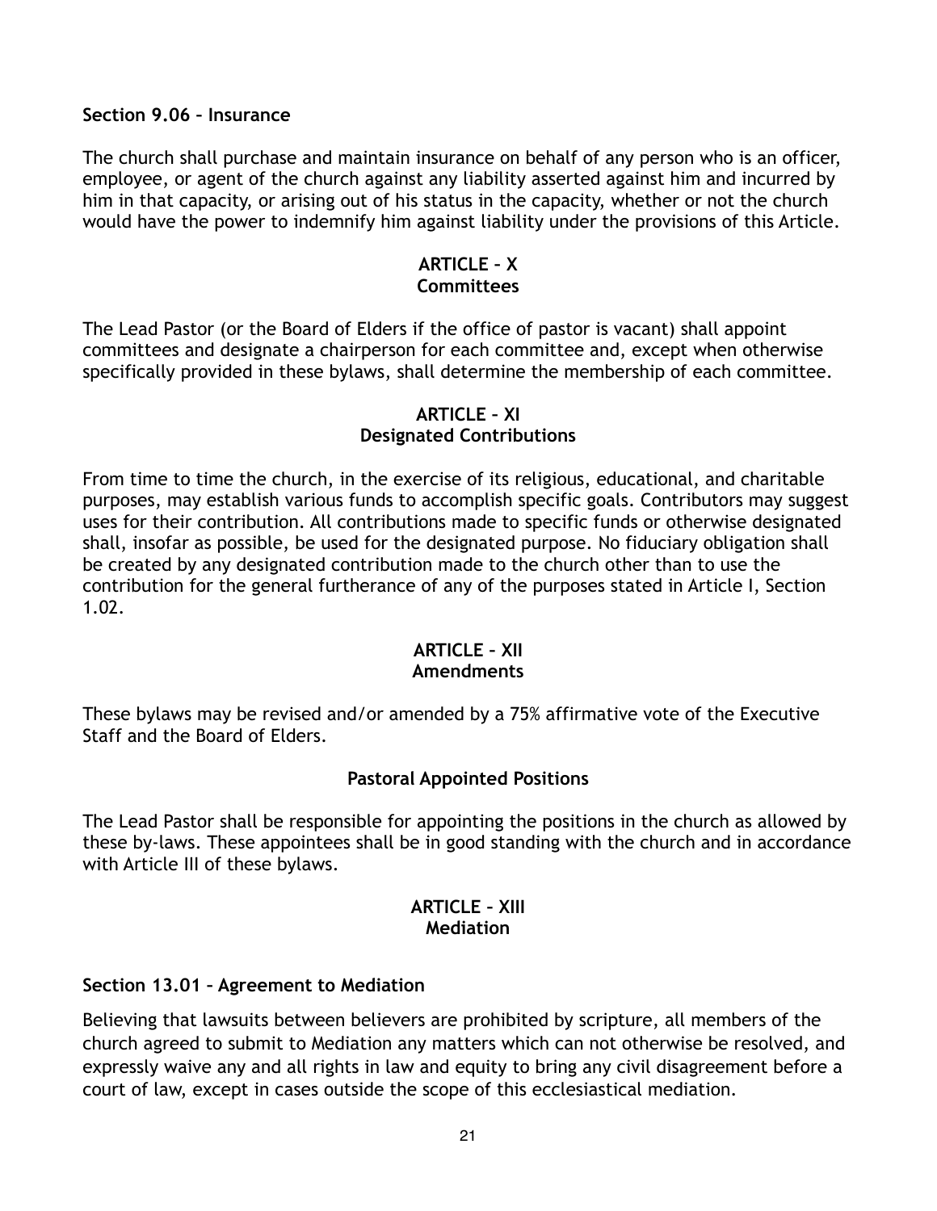**Section 9.06 – Insurance**

The church shall purchase and maintain insurance on behalf of any person who is an officer, employee, or agent of the church against any liability asserted against him and incurred by him in that capacity, or arising out of his status in the capacity, whether or not the church would have the power to indemnify him against liability under the provisions of this Article.

## ARTICLE – X
## Committees

The Lead Pastor (or the Board of Elders if the office of pastor is vacant) shall appoint committees and designate a chairperson for each committee and, except when otherwise specifically provided in these bylaws, shall determine the membership of each committee.

## ARTICLE – XI
## Designated Contributions

From time to time the church, in the exercise of its religious, educational, and charitable purposes, may establish various funds to accomplish specific goals. Contributors may suggest uses for their contribution. All contributions made to specific funds or otherwise designated shall, insofar as possible, be used for the designated purpose. No fiduciary obligation shall be created by any designated contribution made to the church other than to use the contribution for the general furtherance of any of the purposes stated in Article I, Section 1.02.

## ARTICLE – XII
## Amendments

These bylaws may be revised and/or amended by a 75% affirmative vote of the Executive Staff and the Board of Elders.

### Pastoral Appointed Positions

The Lead Pastor shall be responsible for appointing the positions in the church as allowed by these by-laws. These appointees shall be in good standing with the church and in accordance with Article III of these bylaws.

## ARTICLE – XIII
## Mediation

**Section 13.01 – Agreement to Mediation**

Believing that lawsuits between believers are prohibited by scripture, all members of the church agreed to submit to Mediation any matters which can not otherwise be resolved, and expressly waive any and all rights in law and equity to bring any civil disagreement before a court of law, except in cases outside the scope of this ecclesiastical mediation.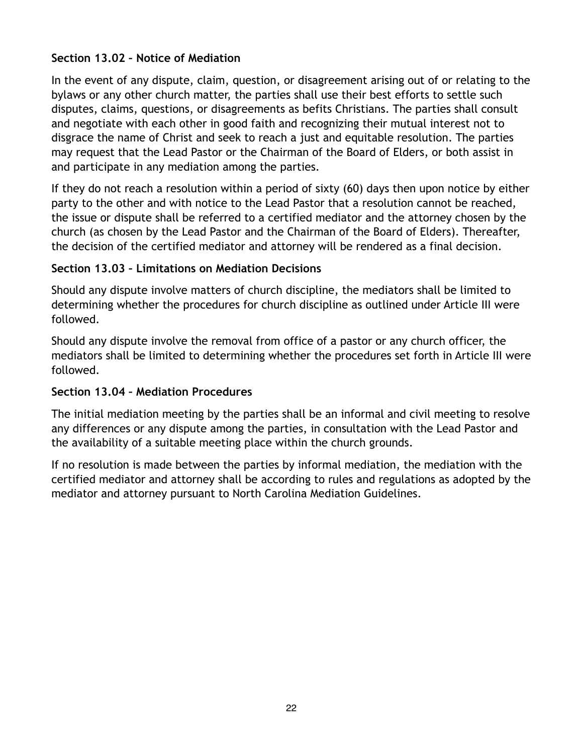### Section 13.02 – Notice of Mediation

In the event of any dispute, claim, question, or disagreement arising out of or relating to the bylaws or any other church matter, the parties shall use their best efforts to settle such disputes, claims, questions, or disagreements as befits Christians. The parties shall consult and negotiate with each other in good faith and recognizing their mutual interest not to disgrace the name of Christ and seek to reach a just and equitable resolution. The parties may request that the Lead Pastor or the Chairman of the Board of Elders, or both assist in and participate in any mediation among the parties.

If they do not reach a resolution within a period of sixty (60) days then upon notice by either party to the other and with notice to the Lead Pastor that a resolution cannot be reached, the issue or dispute shall be referred to a certified mediator and the attorney chosen by the church (as chosen by the Lead Pastor and the Chairman of the Board of Elders). Thereafter, the decision of the certified mediator and attorney will be rendered as a final decision.

### Section 13.03 – Limitations on Mediation Decisions

Should any dispute involve matters of church discipline, the mediators shall be limited to determining whether the procedures for church discipline as outlined under Article III were followed.

Should any dispute involve the removal from office of a pastor or any church officer, the mediators shall be limited to determining whether the procedures set forth in Article III were followed.

### Section 13.04 – Mediation Procedures

The initial mediation meeting by the parties shall be an informal and civil meeting to resolve any differences or any dispute among the parties, in consultation with the Lead Pastor and the availability of a suitable meeting place within the church grounds.

If no resolution is made between the parties by informal mediation, the mediation with the certified mediator and attorney shall be according to rules and regulations as adopted by the mediator and attorney pursuant to North Carolina Mediation Guidelines.